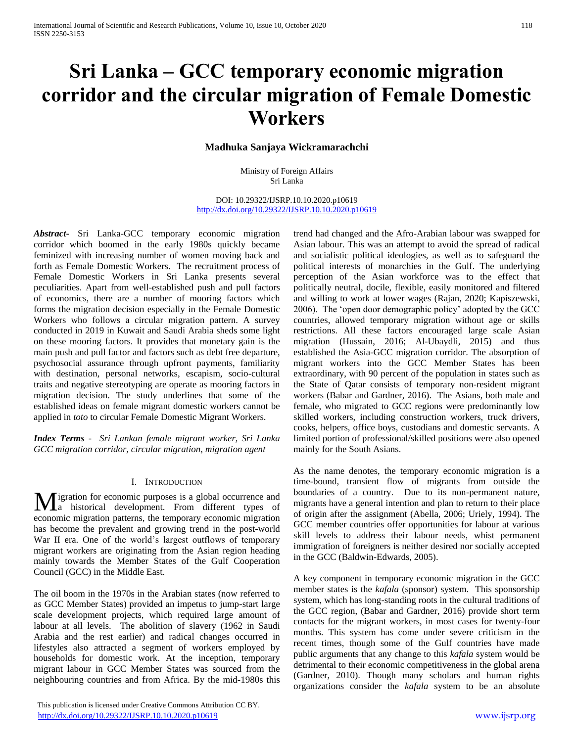# Sri Lanka – GCC temporary economic migration corridor and the circular migration of Female Domestic Workers

**Madhuka Sanjaya Wickramarachchi**

Ministry of Foreign Affairs
Sri Lanka

DOI: 10.29322/IJSRP.10.10.2020.p10619
http://dx.doi.org/10.29322/IJSRP.10.10.2020.p10619

***Abstract*-** Sri Lanka-GCC temporary economic migration corridor which boomed in the early 1980s quickly became feminized with increasing number of women moving back and forth as Female Domestic Workers. The recruitment process of Female Domestic Workers in Sri Lanka presents several peculiarities. Apart from well-established push and pull factors of economics, there are a number of mooring factors which forms the migration decision especially in the Female Domestic Workers who follows a circular migration pattern. A survey conducted in 2019 in Kuwait and Saudi Arabia sheds some light on these mooring factors. It provides that monetary gain is the main push and pull factor and factors such as debt free departure, psychosocial assurance through upfront payments, familiarity with destination, personal networks, escapism, socio-cultural traits and negative stereotyping are operate as mooring factors in migration decision. The study underlines that some of the established ideas on female migrant domestic workers cannot be applied in *toto* to circular Female Domestic Migrant Workers.

***Index Terms*** - *Sri Lankan female migrant worker, Sri Lanka GCC migration corridor, circular migration, migration agent*

## I. Introduction

Migration for economic purposes is a global occurrence and a historical development. From different types of economic migration patterns, the temporary economic migration has become the prevalent and growing trend in the post-world War II era. One of the world's largest outflows of temporary migrant workers are originating from the Asian region heading mainly towards the Member States of the Gulf Cooperation Council (GCC) in the Middle East.

The oil boom in the 1970s in the Arabian states (now referred to as GCC Member States) provided an impetus to jump-start large scale development projects, which required large amount of labour at all levels. The abolition of slavery (1962 in Saudi Arabia and the rest earlier) and radical changes occurred in lifestyles also attracted a segment of workers employed by households for domestic work. At the inception, temporary migrant labour in GCC Member States was sourced from the neighbouring countries and from Africa. By the mid-1980s this trend had changed and the Afro-Arabian labour was swapped for Asian labour. This was an attempt to avoid the spread of radical and socialistic political ideologies, as well as to safeguard the political interests of monarchies in the Gulf. The underlying perception of the Asian workforce was to the effect that politically neutral, docile, flexible, easily monitored and filtered and willing to work at lower wages (Rajan, 2020; Kapiszewski, 2006). The 'open door demographic policy' adopted by the GCC countries, allowed temporary migration without age or skills restrictions. All these factors encouraged large scale Asian migration (Hussain, 2016; Al-Ubaydli, 2015) and thus established the Asia-GCC migration corridor. The absorption of migrant workers into the GCC Member States has been extraordinary, with 90 percent of the population in states such as the State of Qatar consists of temporary non-resident migrant workers (Babar and Gardner, 2016). The Asians, both male and female, who migrated to GCC regions were predominantly low skilled workers, including construction workers, truck drivers, cooks, helpers, office boys, custodians and domestic servants. A limited portion of professional/skilled positions were also opened mainly for the South Asians.

As the name denotes, the temporary economic migration is a time-bound, transient flow of migrants from outside the boundaries of a country. Due to its non-permanent nature, migrants have a general intention and plan to return to their place of origin after the assignment (Abella, 2006; Uriely, 1994). The GCC member countries offer opportunities for labour at various skill levels to address their labour needs, whist permanent immigration of foreigners is neither desired nor socially accepted in the GCC (Baldwin-Edwards, 2005).

A key component in temporary economic migration in the GCC member states is the *kafala* (sponsor) system. This sponsorship system, which has long-standing roots in the cultural traditions of the GCC region, (Babar and Gardner, 2016) provide short term contacts for the migrant workers, in most cases for twenty-four months. This system has come under severe criticism in the recent times, though some of the Gulf countries have made public arguments that any change to this *kafala* system would be detrimental to their economic competitiveness in the global arena (Gardner, 2010). Though many scholars and human rights organizations consider the *kafala* system to be an absolute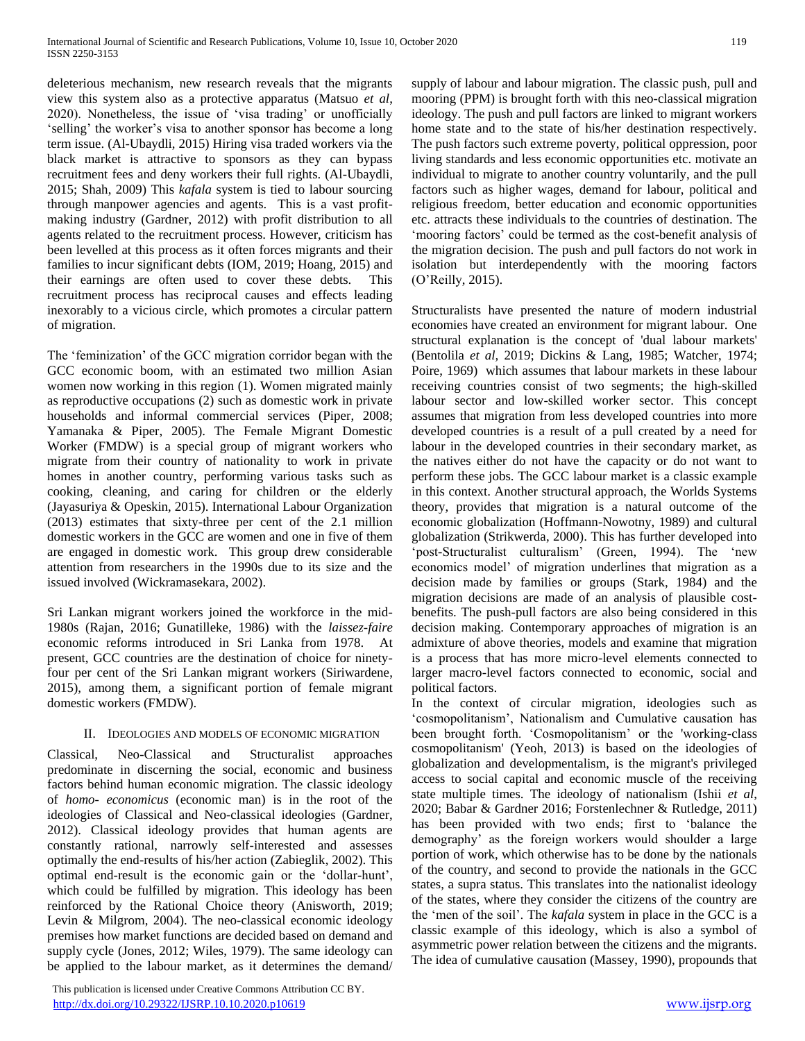deleterious mechanism, new research reveals that the migrants view this system also as a protective apparatus (Matsuo *et al*, 2020). Nonetheless, the issue of 'visa trading' or unofficially 'selling' the worker's visa to another sponsor has become a long term issue. (Al-Ubaydli, 2015) Hiring visa traded workers via the black market is attractive to sponsors as they can bypass recruitment fees and deny workers their full rights. (Al-Ubaydli, 2015; Shah, 2009) This *kafala* system is tied to labour sourcing through manpower agencies and agents. This is a vast profit-making industry (Gardner, 2012) with profit distribution to all agents related to the recruitment process. However, criticism has been levelled at this process as it often forces migrants and their families to incur significant debts (IOM, 2019; Hoang, 2015) and their earnings are often used to cover these debts. This recruitment process has reciprocal causes and effects leading inexorably to a vicious circle, which promotes a circular pattern of migration.

The 'feminization' of the GCC migration corridor began with the GCC economic boom, with an estimated two million Asian women now working in this region (1). Women migrated mainly as reproductive occupations (2) such as domestic work in private households and informal commercial services (Piper, 2008; Yamanaka & Piper, 2005). The Female Migrant Domestic Worker (FMDW) is a special group of migrant workers who migrate from their country of nationality to work in private homes in another country, performing various tasks such as cooking, cleaning, and caring for children or the elderly (Jayasuriya & Opeskin, 2015). International Labour Organization (2013) estimates that sixty-three per cent of the 2.1 million domestic workers in the GCC are women and one in five of them are engaged in domestic work. This group drew considerable attention from researchers in the 1990s due to its size and the issued involved (Wickramasekara, 2002).

Sri Lankan migrant workers joined the workforce in the mid-1980s (Rajan, 2016; Gunatilleke, 1986) with the *laissez-faire* economic reforms introduced in Sri Lanka from 1978. At present, GCC countries are the destination of choice for ninety-four per cent of the Sri Lankan migrant workers (Siriwardene, 2015), among them, a significant portion of female migrant domestic workers (FMDW).

## II. Ideologies and Models of Economic Migration

Classical, Neo-Classical and Structuralist approaches predominate in discerning the social, economic and business factors behind human economic migration. The classic ideology of *homo- economicus* (economic man) is in the root of the ideologies of Classical and Neo-classical ideologies (Gardner, 2012). Classical ideology provides that human agents are constantly rational, narrowly self-interested and assesses optimally the end-results of his/her action (Zabieglik, 2002). This optimal end-result is the economic gain or the 'dollar-hunt', which could be fulfilled by migration. This ideology has been reinforced by the Rational Choice theory (Anisworth, 2019; Levin & Milgrom, 2004). The neo-classical economic ideology premises how market functions are decided based on demand and supply cycle (Jones, 2012; Wiles, 1979). The same ideology can be applied to the labour market, as it determines the demand/ supply of labour and labour migration. The classic push, pull and mooring (PPM) is brought forth with this neo-classical migration ideology. The push and pull factors are linked to migrant workers home state and to the state of his/her destination respectively. The push factors such extreme poverty, political oppression, poor living standards and less economic opportunities etc. motivate an individual to migrate to another country voluntarily, and the pull factors such as higher wages, demand for labour, political and religious freedom, better education and economic opportunities etc. attracts these individuals to the countries of destination. The 'mooring factors' could be termed as the cost-benefit analysis of the migration decision. The push and pull factors do not work in isolation but interdependently with the mooring factors (O'Reilly, 2015).

Structuralists have presented the nature of modern industrial economies have created an environment for migrant labour. One structural explanation is the concept of 'dual labour markets' (Bentolila *et al*, 2019; Dickins & Lang, 1985; Watcher, 1974; Poire, 1969) which assumes that labour markets in these labour receiving countries consist of two segments; the high-skilled labour sector and low-skilled worker sector. This concept assumes that migration from less developed countries into more developed countries is a result of a pull created by a need for labour in the developed countries in their secondary market, as the natives either do not have the capacity or do not want to perform these jobs. The GCC labour market is a classic example in this context. Another structural approach, the Worlds Systems theory, provides that migration is a natural outcome of the economic globalization (Hoffmann-Nowotny, 1989) and cultural globalization (Strikwerda, 2000). This has further developed into 'post-Structuralist culturalism' (Green, 1994). The 'new economics model' of migration underlines that migration as a decision made by families or groups (Stark, 1984) and the migration decisions are made of an analysis of plausible cost-benefits. The push-pull factors are also being considered in this decision making. Contemporary approaches of migration is an admixture of above theories, models and examine that migration is a process that has more micro-level elements connected to larger macro-level factors connected to economic, social and political factors.

In the context of circular migration, ideologies such as 'cosmopolitanism', Nationalism and Cumulative causation has been brought forth. 'Cosmopolitanism' or the 'working-class cosmopolitanism' (Yeoh, 2013) is based on the ideologies of globalization and developmentalism, is the migrant's privileged access to social capital and economic muscle of the receiving state multiple times. The ideology of nationalism (Ishii *et al*, 2020; Babar & Gardner 2016; Forstenlechner & Rutledge, 2011) has been provided with two ends; first to 'balance the demography' as the foreign workers would shoulder a large portion of work, which otherwise has to be done by the nationals of the country, and second to provide the nationals in the GCC states, a supra status. This translates into the nationalist ideology of the states, where they consider the citizens of the country are the 'men of the soil'. The *kafala* system in place in the GCC is a classic example of this ideology, which is also a symbol of asymmetric power relation between the citizens and the migrants. The idea of cumulative causation (Massey, 1990), propounds that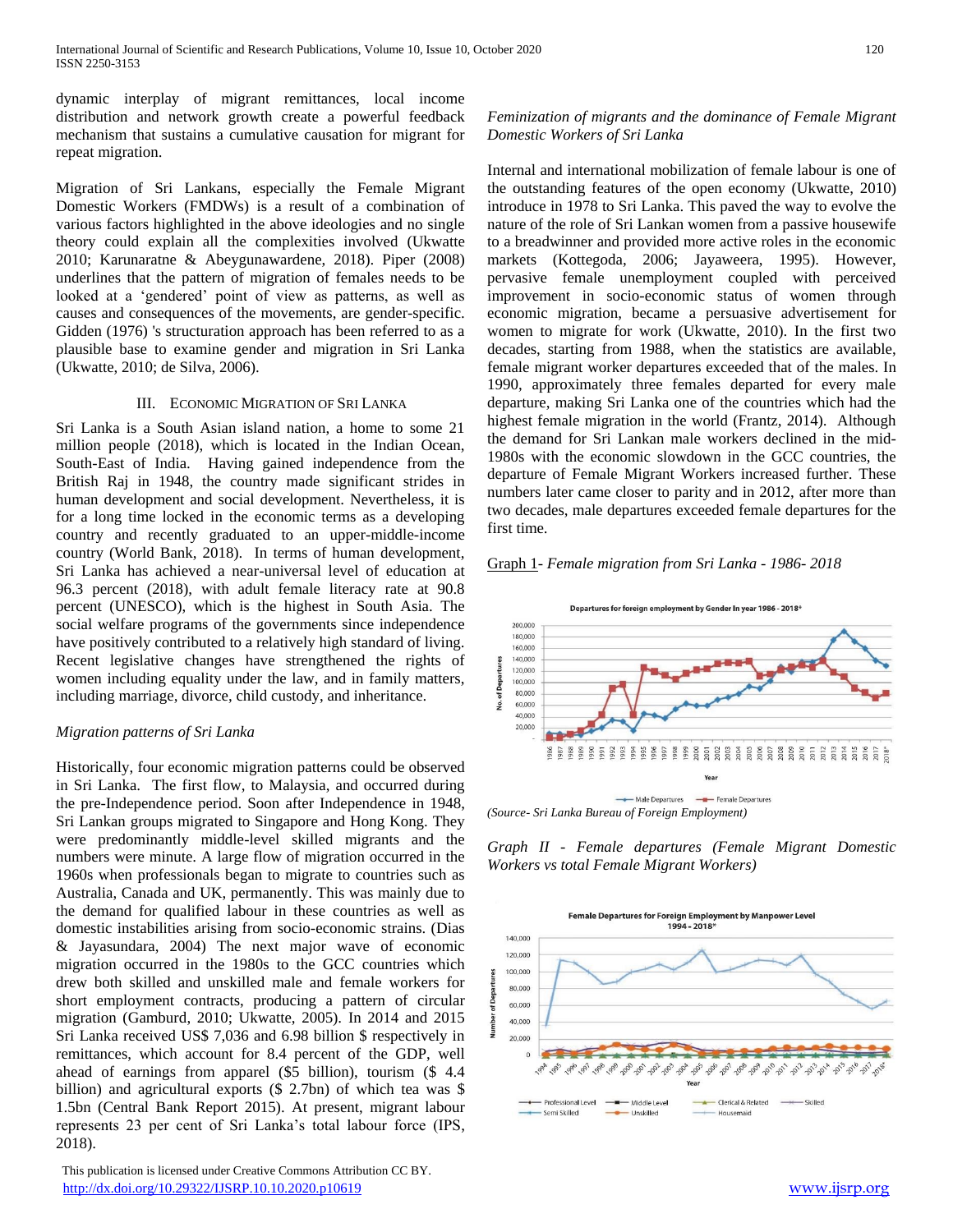dynamic interplay of migrant remittances, local income distribution and network growth create a powerful feedback mechanism that sustains a cumulative causation for migrant for repeat migration.

Migration of Sri Lankans, especially the Female Migrant Domestic Workers (FMDWs) is a result of a combination of various factors highlighted in the above ideologies and no single theory could explain all the complexities involved (Ukwatte 2010; Karunaratne & Abeygunawardene, 2018). Piper (2008) underlines that the pattern of migration of females needs to be looked at a 'gendered' point of view as patterns, as well as causes and consequences of the movements, are gender-specific. Gidden (1976) 's structuration approach has been referred to as a plausible base to examine gender and migration in Sri Lanka (Ukwatte, 2010; de Silva, 2006).

## III. Economic Migration of Sri Lanka

Sri Lanka is a South Asian island nation, a home to some 21 million people (2018), which is located in the Indian Ocean, South-East of India. Having gained independence from the British Raj in 1948, the country made significant strides in human development and social development. Nevertheless, it is for a long time locked in the economic terms as a developing country and recently graduated to an upper-middle-income country (World Bank, 2018). In terms of human development, Sri Lanka has achieved a near-universal level of education at 96.3 percent (2018), with adult female literacy rate at 90.8 percent (UNESCO), which is the highest in South Asia. The social welfare programs of the governments since independence have positively contributed to a relatively high standard of living. Recent legislative changes have strengthened the rights of women including equality under the law, and in family matters, including marriage, divorce, child custody, and inheritance.

### *Migration patterns of Sri Lanka*

Historically, four economic migration patterns could be observed in Sri Lanka. The first flow, to Malaysia, and occurred during the pre-Independence period. Soon after Independence in 1948, Sri Lankan groups migrated to Singapore and Hong Kong. They were predominantly middle-level skilled migrants and the numbers were minute. A large flow of migration occurred in the 1960s when professionals began to migrate to countries such as Australia, Canada and UK, permanently. This was mainly due to the demand for qualified labour in these countries as well as domestic instabilities arising from socio-economic strains. (Dias & Jayasundara, 2004) The next major wave of economic migration occurred in the 1980s to the GCC countries which drew both skilled and unskilled male and female workers for short employment contracts, producing a pattern of circular migration (Gamburd, 2010; Ukwatte, 2005). In 2014 and 2015 Sri Lanka received US$ 7,036 and 6.98 billion $ respectively in remittances, which account for 8.4 percent of the GDP, well ahead of earnings from apparel ($5 billion), tourism ($ 4.4 billion) and agricultural exports ($ 2.7bn) of which tea was $ 1.5bn (Central Bank Report 2015). At present, migrant labour represents 23 per cent of Sri Lanka's total labour force (IPS, 2018).

### *Feminization of migrants and the dominance of Female Migrant Domestic Workers of Sri Lanka*

Internal and international mobilization of female labour is one of the outstanding features of the open economy (Ukwatte, 2010) introduce in 1978 to Sri Lanka. This paved the way to evolve the nature of the role of Sri Lankan women from a passive housewife to a breadwinner and provided more active roles in the economic markets (Kottegoda, 2006; Jayaweera, 1995). However, pervasive female unemployment coupled with perceived improvement in socio-economic status of women through economic migration, became a persuasive advertisement for women to migrate for work (Ukwatte, 2010). In the first two decades, starting from 1988, when the statistics are available, female migrant worker departures exceeded that of the males. In 1990, approximately three females departed for every male departure, making Sri Lanka one of the countries which had the highest female migration in the world (Frantz, 2014). Although the demand for Sri Lankan male workers declined in the mid-1980s with the economic slowdown in the GCC countries, the departure of Female Migrant Workers increased further. These numbers later came closer to parity and in 2012, after more than two decades, male departures exceeded female departures for the first time.

Graph 1- *Female migration from Sri Lanka - 1986- 2018*

Departures for foreign employment by Gender in year 1986 - 2018*

(Source- Sri Lanka Bureau of Foreign Employment)

*Graph II - Female departures (Female Migrant Domestic Workers vs total Female Migrant Workers)*

Female Departures for Foreign Employment by Manpower Level 1994 - 2018*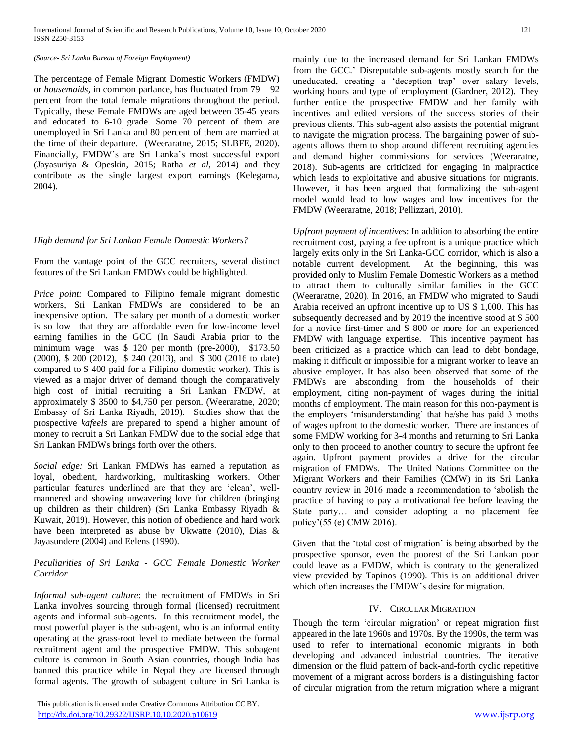*(Source- Sri Lanka Bureau of Foreign Employment)*

The percentage of Female Migrant Domestic Workers (FMDW) or *housemaids*, in common parlance, has fluctuated from 79 – 92 percent from the total female migrations throughout the period. Typically, these Female FMDWs are aged between 35-45 years and educated to 6-10 grade. Some 70 percent of them are unemployed in Sri Lanka and 80 percent of them are married at the time of their departure. (Weeraratne, 2015; SLBFE, 2020). Financially, FMDW's are Sri Lanka's most successful export (Jayasuriya & Opeskin, 2015; Ratha *et al*, 2014) and they contribute as the single largest export earnings (Kelegama, 2004).

### *High demand for Sri Lankan Female Domestic Workers?*

From the vantage point of the GCC recruiters, several distinct features of the Sri Lankan FMDWs could be highlighted.

*Price point:* Compared to Filipino female migrant domestic workers, Sri Lankan FMDWs are considered to be an inexpensive option. The salary per month of a domestic worker is so low that they are affordable even for low-income level earning families in the GCC (In Saudi Arabia prior to the minimum wage was $ 120 per month (pre-2000), $173.50 (2000), $ 200 (2012), $ 240 (2013), and $ 300 (2016 to date) compared to $ 400 paid for a Filipino domestic worker). This is viewed as a major driver of demand though the comparatively high cost of initial recruiting a Sri Lankan FMDW, at approximately $ 3500 to $4,750 per person. (Weeraratne, 2020; Embassy of Sri Lanka Riyadh, 2019). Studies show that the prospective *kafeels* are prepared to spend a higher amount of money to recruit a Sri Lankan FMDW due to the social edge that Sri Lankan FMDWs brings forth over the others.

*Social edge:* Sri Lankan FMDWs has earned a reputation as loyal, obedient, hardworking, multitasking workers. Other particular features underlined are that they are 'clean', well-mannered and showing unwavering love for children (bringing up children as their children) (Sri Lanka Embassy Riyadh & Kuwait, 2019). However, this notion of obedience and hard work have been interpreted as abuse by Ukwatte (2010), Dias & Jayasundere (2004) and Eelens (1990).

### *Peculiarities of Sri Lanka - GCC Female Domestic Worker Corridor*

*Informal sub-agent culture*: the recruitment of FMDWs in Sri Lanka involves sourcing through formal (licensed) recruitment agents and informal sub-agents. In this recruitment model, the most powerful player is the sub-agent, who is an informal entity operating at the grass-root level to mediate between the formal recruitment agent and the prospective FMDW. This subagent culture is common in South Asian countries, though India has banned this practice while in Nepal they are licensed through formal agents. The growth of subagent culture in Sri Lanka is mainly due to the increased demand for Sri Lankan FMDWs from the GCC.' Disreputable sub-agents mostly search for the uneducated, creating a 'deception trap' over salary levels, working hours and type of employment (Gardner, 2012). They further entice the prospective FMDW and her family with incentives and edited versions of the success stories of their previous clients. This sub-agent also assists the potential migrant to navigate the migration process. The bargaining power of sub-agents allows them to shop around different recruiting agencies and demand higher commissions for services (Weeraratne, 2018). Sub-agents are criticized for engaging in malpractice which leads to exploitative and abusive situations for migrants. However, it has been argued that formalizing the sub-agent model would lead to low wages and low incentives for the FMDW (Weeraratne, 2018; Pellizzari, 2010).

*Upfront payment of incentives*: In addition to absorbing the entire recruitment cost, paying a fee upfront is a unique practice which largely exits only in the Sri Lanka-GCC corridor, which is also a notable current development. At the beginning, this was provided only to Muslim Female Domestic Workers as a method to attract them to culturally similar families in the GCC (Weeraratne, 2020). In 2016, an FMDW who migrated to Saudi Arabia received an upfront incentive up to US $ 1,000. This has subsequently decreased and by 2019 the incentive stood at $ 500 for a novice first-timer and $ 800 or more for an experienced FMDW with language expertise. This incentive payment has been criticized as a practice which can lead to debt bondage, making it difficult or impossible for a migrant worker to leave an abusive employer. It has also been observed that some of the FMDWs are absconding from the households of their employment, citing non-payment of wages during the initial months of employment. The main reason for this non-payment is the employers 'misunderstanding' that he/she has paid 3 moths of wages upfront to the domestic worker. There are instances of some FMDW working for 3-4 months and returning to Sri Lanka only to then proceed to another country to secure the upfront fee again. Upfront payment provides a drive for the circular migration of FMDWs. The United Nations Committee on the Migrant Workers and their Families (CMW) in its Sri Lanka country review in 2016 made a recommendation to 'abolish the practice of having to pay a motivational fee before leaving the State party… and consider adopting a no placement fee policy'(55 (e) CMW 2016).

Given that the 'total cost of migration' is being absorbed by the prospective sponsor, even the poorest of the Sri Lankan poor could leave as a FMDW, which is contrary to the generalized view provided by Tapinos (1990). This is an additional driver which often increases the FMDW's desire for migration.

## IV. Circular Migration

Though the term 'circular migration' or repeat migration first appeared in the late 1960s and 1970s. By the 1990s, the term was used to refer to international economic migrants in both developing and advanced industrial countries. The iterative dimension or the fluid pattern of back-and-forth cyclic repetitive movement of a migrant across borders is a distinguishing factor of circular migration from the return migration where a migrant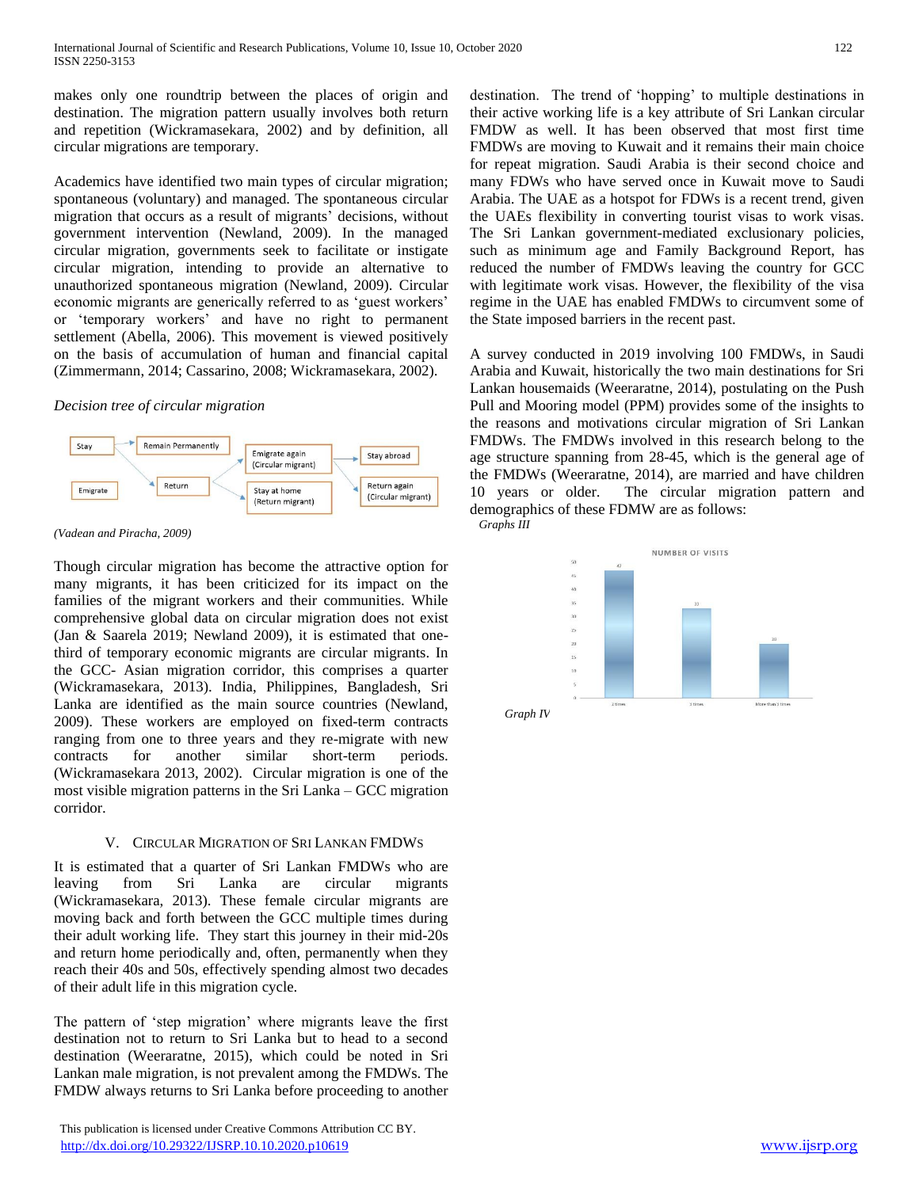makes only one roundtrip between the places of origin and destination. The migration pattern usually involves both return and repetition (Wickramasekara, 2002) and by definition, all circular migrations are temporary.

Academics have identified two main types of circular migration; spontaneous (voluntary) and managed. The spontaneous circular migration that occurs as a result of migrants' decisions, without government intervention (Newland, 2009). In the managed circular migration, governments seek to facilitate or instigate circular migration, intending to provide an alternative to unauthorized spontaneous migration (Newland, 2009). Circular economic migrants are generically referred to as 'guest workers' or 'temporary workers' and have no right to permanent settlement (Abella, 2006). This movement is viewed positively on the basis of accumulation of human and financial capital (Zimmermann, 2014; Cassarino, 2008; Wickramasekara, 2002).

*Decision tree of circular migration*

Stay → Remain Permanently; Emigrate → Return → Emigrate again (Circular migrant) → Stay abroad / Return again (Circular migrant); Return → Stay at home (Return migrant)

*(Vadean and Piracha, 2009)*

Though circular migration has become the attractive option for many migrants, it has been criticized for its impact on the families of the migrant workers and their communities. While comprehensive global data on circular migration does not exist (Jan & Saarela 2019; Newland 2009), it is estimated that one-third of temporary economic migrants are circular migrants. In the GCC- Asian migration corridor, this comprises a quarter (Wickramasekara, 2013). India, Philippines, Bangladesh, Sri Lanka are identified as the main source countries (Newland, 2009). These workers are employed on fixed-term contracts ranging from one to three years and they re-migrate with new contracts for another similar short-term periods. (Wickramasekara 2013, 2002). Circular migration is one of the most visible migration patterns in the Sri Lanka – GCC migration corridor.

## V. Circular Migration of Sri Lankan FMDWs

It is estimated that a quarter of Sri Lankan FMDWs who are leaving from Sri Lanka are circular migrants (Wickramasekara, 2013). These female circular migrants are moving back and forth between the GCC multiple times during their adult working life. They start this journey in their mid-20s and return home periodically and, often, permanently when they reach their 40s and 50s, effectively spending almost two decades of their adult life in this migration cycle.

The pattern of 'step migration' where migrants leave the first destination not to return to Sri Lanka but to head to a second destination (Weeraratne, 2015), which could be noted in Sri Lankan male migration, is not prevalent among the FMDWs. The FMDW always returns to Sri Lanka before proceeding to another destination. The trend of 'hopping' to multiple destinations in their active working life is a key attribute of Sri Lankan circular FMDW as well. It has been observed that most first time FMDWs are moving to Kuwait and it remains their main choice for repeat migration. Saudi Arabia is their second choice and many FDWs who have served once in Kuwait move to Saudi Arabia. The UAE as a hotspot for FDWs is a recent trend, given the UAEs flexibility in converting tourist visas to work visas. The Sri Lankan government-mediated exclusionary policies, such as minimum age and Family Background Report, has reduced the number of FMDWs leaving the country for GCC with legitimate work visas. However, the flexibility of the visa regime in the UAE has enabled FMDWs to circumvent some of the State imposed barriers in the recent past.

A survey conducted in 2019 involving 100 FMDWs, in Saudi Arabia and Kuwait, historically the two main destinations for Sri Lankan housemaids (Weeraratne, 2014), postulating on the Push Pull and Mooring model (PPM) provides some of the insights to the reasons and motivations circular migration of Sri Lankan FMDWs. The FMDWs involved in this research belong to the age structure spanning from 28-45, which is the general age of the FMDWs (Weeraratne, 2014), are married and have children 10 years or older. The circular migration pattern and demographics of these FDMW are as follows:

*Graphs III*

NUMBER OF VISITS

| 2 times | 3 times | More than 3 times |
|---|---|---|
| 47 | 33 | 20 |

*Graph IV*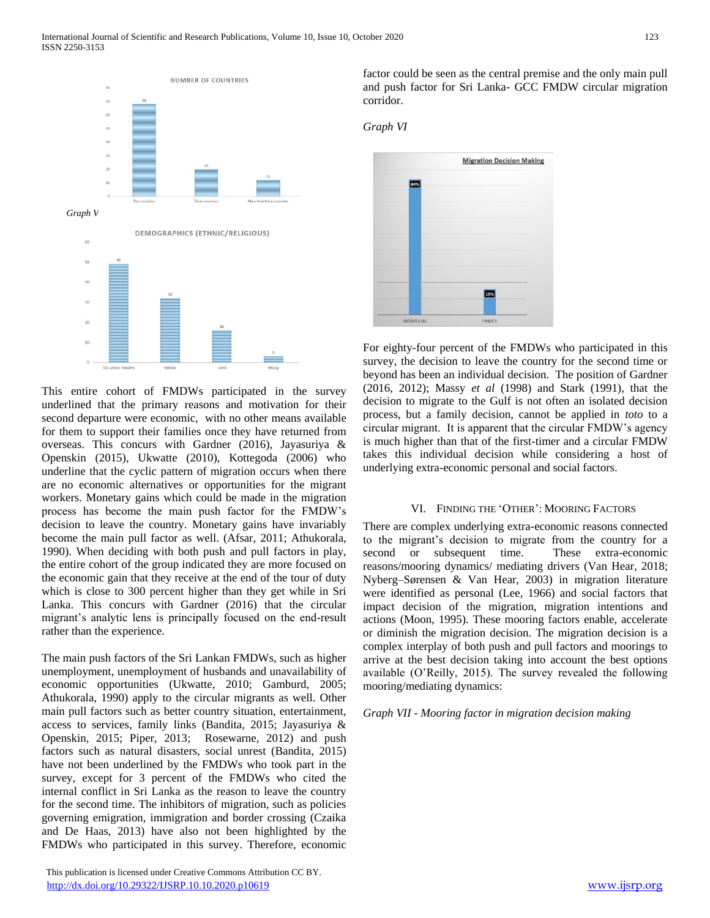NUMBER OF COUNTRIES

Graph V

DEMOGRAPHICS (ETHNIC/RELIGIOUS)

This entire cohort of FMDWs participated in the survey underlined that the primary reasons and motivation for their second departure were economic, with no other means available for them to support their families once they have returned from overseas. This concurs with Gardner (2016), Jayasuriya & Openskin (2015), Ukwatte (2010), Kottegoda (2006) who underline that the cyclic pattern of migration occurs when there are no economic alternatives or opportunities for the migrant workers. Monetary gains which could be made in the migration process has become the main push factor for the FMDW's decision to leave the country. Monetary gains have invariably become the main pull factor as well. (Afsar, 2011; Athukorala, 1990). When deciding with both push and pull factors in play, the entire cohort of the group indicated they are more focused on the economic gain that they receive at the end of the tour of duty which is close to 300 percent higher than they get while in Sri Lanka. This concurs with Gardner (2016) that the circular migrant's analytic lens is principally focused on the end-result rather than the experience.

The main push factors of the Sri Lankan FMDWs, such as higher unemployment, unemployment of husbands and unavailability of economic opportunities (Ukwatte, 2010; Gamburd, 2005; Athukorala, 1990) apply to the circular migrants as well. Other main pull factors such as better country situation, entertainment, access to services, family links (Bandita, 2015; Jayasuriya & Openskin, 2015; Piper, 2013; Rosewarne, 2012) and push factors such as natural disasters, social unrest (Bandita, 2015) have not been underlined by the FMDWs who took part in the survey, except for 3 percent of the FMDWs who cited the internal conflict in Sri Lanka as the reason to leave the country for the second time. The inhibitors of migration, such as policies governing emigration, immigration and border crossing (Czaika and De Haas, 2013) have also not been highlighted by the FMDWs who participated in this survey. Therefore, economic factor could be seen as the central premise and the only main pull and push factor for Sri Lanka- GCC FMDW circular migration corridor.

*Graph VI*

Migration Decision Making

For eighty-four percent of the FMDWs who participated in this survey, the decision to leave the country for the second time or beyond has been an individual decision. The position of Gardner (2016, 2012); Massy *et al* (1998) and Stark (1991), that the decision to migrate to the Gulf is not often an isolated decision process, but a family decision, cannot be applied in *toto* to a circular migrant. It is apparent that the circular FMDW's agency is much higher than that of the first-timer and a circular FMDW takes this individual decision while considering a host of underlying extra-economic personal and social factors.

## VI. Finding the 'Other': Mooring Factors

There are complex underlying extra-economic reasons connected to the migrant's decision to migrate from the country for a second or subsequent time. These extra-economic reasons/mooring dynamics/ mediating drivers (Van Hear, 2018; Nyberg–Sørensen & Van Hear, 2003) in migration literature were identified as personal (Lee, 1966) and social factors that impact decision of the migration, migration intentions and actions (Moon, 1995). These mooring factors enable, accelerate or diminish the migration decision. The migration decision is a complex interplay of both push and pull factors and moorings to arrive at the best decision taking into account the best options available (O'Reilly, 2015). The survey revealed the following mooring/mediating dynamics:

*Graph VII - Mooring factor in migration decision making*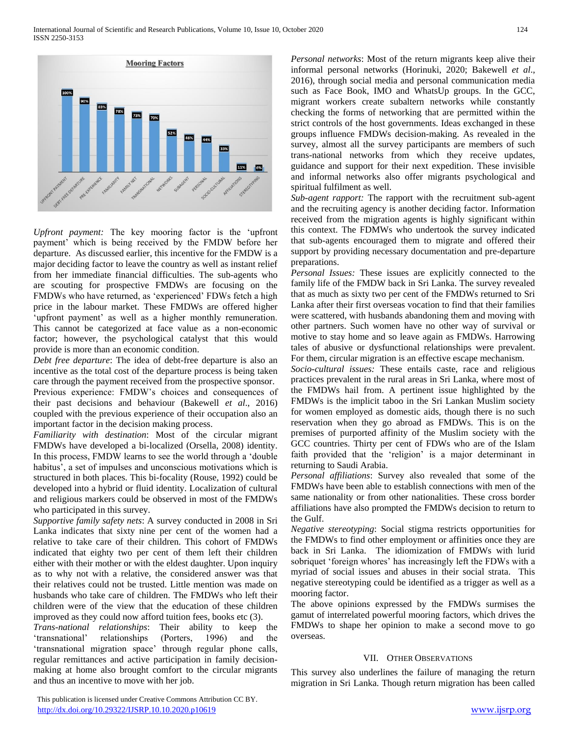**Mooring Factors**

| Factor | Percentage |
|---|---|
| UPFRONT PAYMENT | 100% |
| DEBT-FREE DEPARTURE | 90% |
| PRE EXPERIENCE | 83% |
| FAMILIARITY | 78% |
| FAMILY NET | 73% |
| TRANSNATIONAL | 70% |
| NETWORKS | 52% |
| SUBAGENT | 46% |
| PERSONAL | 44% |
| SOCIO-CULTURAL | 33% |
| AFFILIATIONS | 11% |
| STEREOTYPING | 6% |

*Upfront payment:* The key mooring factor is the 'upfront payment' which is being received by the FMDW before her departure. As discussed earlier, this incentive for the FMDW is a major deciding factor to leave the country as well as instant relief from her immediate financial difficulties. The sub-agents who are scouting for prospective FMDWs are focusing on the FMDWs who have returned, as 'experienced' FDWs fetch a high price in the labour market. These FMDWs are offered higher 'upfront payment' as well as a higher monthly remuneration. This cannot be categorized at face value as a non-economic factor; however, the psychological catalyst that this would provide is more than an economic condition.

*Debt free departure*: The idea of debt-free departure is also an incentive as the total cost of the departure process is being taken care through the payment received from the prospective sponsor.

Previous experience: FMDW's choices and consequences of their past decisions and behaviour (Bakewell *et al.,* 2016) coupled with the previous experience of their occupation also an important factor in the decision making process.

*Familiarity with destination*: Most of the circular migrant FMDWs have developed a bi-localized (Orsella, 2008) identity. In this process, FMDW learns to see the world through a 'double habitus', a set of impulses and unconscious motivations which is structured in both places. This bi-focality (Rouse, 1992) could be developed into a hybrid or fluid identity. Localization of cultural and religious markers could be observed in most of the FMDWs who participated in this survey.

*Supportive family safety nets*: A survey conducted in 2008 in Sri Lanka indicates that sixty nine per cent of the women had a relative to take care of their children. This cohort of FMDWs indicated that eighty two per cent of them left their children either with their mother or with the eldest daughter. Upon inquiry as to why not with a relative, the considered answer was that their relatives could not be trusted. Little mention was made on husbands who take care of children. The FMDWs who left their children were of the view that the education of these children improved as they could now afford tuition fees, books etc (3).

*Trans-national relationships*: Their ability to keep the 'transnational' relationships (Porters, 1996) and the 'transnational migration space' through regular phone calls, regular remittances and active participation in family decision-making at home also brought comfort to the circular migrants and thus an incentive to move with her job.

*Personal networks*: Most of the return migrants keep alive their informal personal networks (Horinuki, 2020; Bakewell *et al*., 2016), through social media and personal communication media such as Face Book, IMO and WhatsUp groups. In the GCC, migrant workers create subaltern networks while constantly checking the forms of networking that are permitted within the strict controls of the host governments. Ideas exchanged in these groups influence FMDWs decision-making. As revealed in the survey, almost all the survey participants are members of such trans-national networks from which they receive updates, guidance and support for their next expedition. These invisible and informal networks also offer migrants psychological and spiritual fulfilment as well.

*Sub-agent rapport:* The rapport with the recruitment sub-agent and the recruiting agency is another deciding factor. Information received from the migration agents is highly significant within this context. The FDMWs who undertook the survey indicated that sub-agents encouraged them to migrate and offered their support by providing necessary documentation and pre-departure preparations.

*Personal Issues:* These issues are explicitly connected to the family life of the FMDW back in Sri Lanka. The survey revealed that as much as sixty two per cent of the FMDWs returned to Sri Lanka after their first overseas vocation to find that their families were scattered, with husbands abandoning them and moving with other partners. Such women have no other way of survival or motive to stay home and so leave again as FMDWs. Harrowing tales of abusive or dysfunctional relationships were prevalent. For them, circular migration is an effective escape mechanism.

*Socio-cultural issues:* These entails caste, race and religious practices prevalent in the rural areas in Sri Lanka, where most of the FMDWs hail from. A pertinent issue highlighted by the FMDWs is the implicit taboo in the Sri Lankan Muslim society for women employed as domestic aids, though there is no such reservation when they go abroad as FMDWs. This is on the premises of purported affinity of the Muslim society with the GCC countries. Thirty per cent of FDWs who are of the Islam faith provided that the 'religion' is a major determinant in returning to Saudi Arabia.

*Personal affiliations*: Survey also revealed that some of the FMDWs have been able to establish connections with men of the same nationality or from other nationalities. These cross border affiliations have also prompted the FMDWs decision to return to the Gulf.

*Negative stereotyping*: Social stigma restricts opportunities for the FMDWs to find other employment or affinities once they are back in Sri Lanka. The idiomization of FMDWs with lurid sobriquet 'foreign whores' has increasingly left the FDWs with a myriad of social issues and abuses in their social strata. This negative stereotyping could be identified as a trigger as well as a mooring factor.

The above opinions expressed by the FMDWs surmises the gamut of interrelated powerful mooring factors, which drives the FMDWs to shape her opinion to make a second move to go overseas.

## VII. Other Observations

This survey also underlines the failure of managing the return migration in Sri Lanka. Though return migration has been called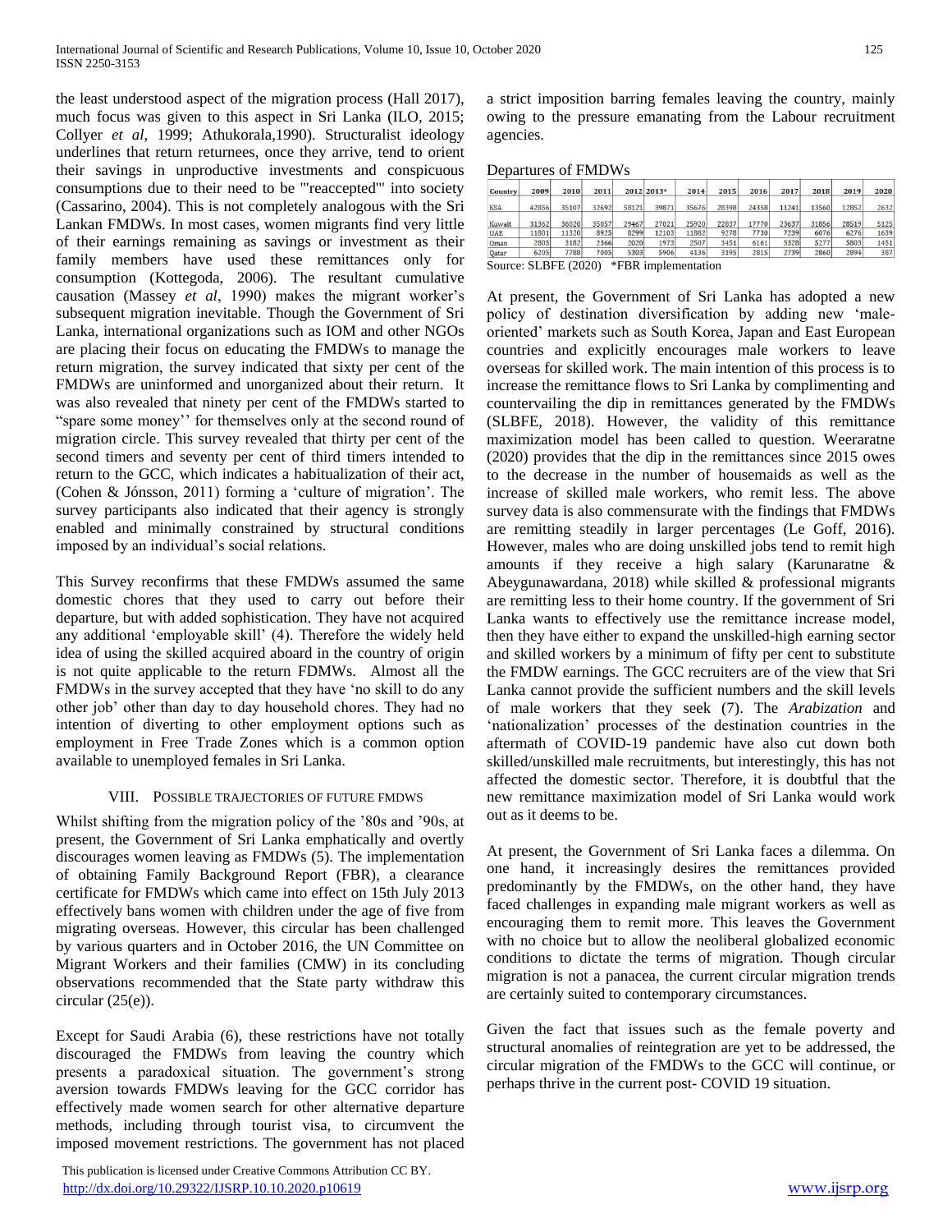the least understood aspect of the migration process (Hall 2017), much focus was given to this aspect in Sri Lanka (ILO, 2015; Collyer *et al*, 1999; Athukorala,1990). Structuralist ideology underlines that return returnees, once they arrive, tend to orient their savings in unproductive investments and conspicuous consumptions due to their need to be "'reaccepted'" into society (Cassarino, 2004). This is not completely analogous with the Sri Lankan FMDWs. In most cases, women migrants find very little of their earnings remaining as savings or investment as their family members have used these remittances only for consumption (Kottegoda, 2006). The resultant cumulative causation (Massey *et al*, 1990) makes the migrant worker's subsequent migration inevitable. Though the Government of Sri Lanka, international organizations such as IOM and other NGOs are placing their focus on educating the FMDWs to manage the return migration, the survey indicated that sixty per cent of the FMDWs are uninformed and unorganized about their return. It was also revealed that ninety per cent of the FMDWs started to "spare some money'' for themselves only at the second round of migration circle. This survey revealed that thirty per cent of the second timers and seventy per cent of third timers intended to return to the GCC, which indicates a habitualization of their act, (Cohen & Jónsson, 2011) forming a 'culture of migration'. The survey participants also indicated that their agency is strongly enabled and minimally constrained by structural conditions imposed by an individual's social relations.

This Survey reconfirms that these FMDWs assumed the same domestic chores that they used to carry out before their departure, but with added sophistication. They have not acquired any additional 'employable skill' (4). Therefore the widely held idea of using the skilled acquired aboard in the country of origin is not quite applicable to the return FDMWs. Almost all the FMDWs in the survey accepted that they have 'no skill to do any other job' other than day to day household chores. They had no intention of diverting to other employment options such as employment in Free Trade Zones which is a common option available to unemployed females in Sri Lanka.

## VIII. Possible trajectories of future FMDWs

Whilst shifting from the migration policy of the '80s and '90s, at present, the Government of Sri Lanka emphatically and overtly discourages women leaving as FMDWs (5). The implementation of obtaining Family Background Report (FBR), a clearance certificate for FMDWs which came into effect on 15th July 2013 effectively bans women with children under the age of five from migrating overseas. However, this circular has been challenged by various quarters and in October 2016, the UN Committee on Migrant Workers and their families (CMW) in its concluding observations recommended that the State party withdraw this circular (25(e)).

Except for Saudi Arabia (6), these restrictions have not totally discouraged the FMDWs from leaving the country which presents a paradoxical situation. The government's strong aversion towards FMDWs leaving for the GCC corridor has effectively made women search for other alternative departure methods, including through tourist visa, to circumvent the imposed movement restrictions. The government has not placed a strict imposition barring females leaving the country, mainly owing to the pressure emanating from the Labour recruitment agencies.

Departures of FMDWs

| Country | 2009 | 2010 | 2011 | 2012 | 2013* | 2014 | 2015 | 2016 | 2017 | 2018 | 2019 | 2020 |
|---|---|---|---|---|---|---|---|---|---|---|---|---|
| KSA | 42856 | 35107 | 32692 | 58121 | 39871 | 35676 | 28398 | 24358 | 11241 | 13560 | 12852 | 2632 |
| Kuwait | 31362 | 36020 | 35057 | 29467 | 27021 | 25920 | 22837 | 17770 | 23637 | 31856 | 28519 | 5125 |
| UAE | 11801 | 11320 | 8925 | 8299 | 12103 | 11882 | 9278 | 7730 | 7239 | 6076 | 6276 | 1639 |
| Oman | 2805 | 3182 | 2366 | 2020 | 1973 | 2507 | 3451 | 6161 | 5328 | 5277 | 5803 | 1451 |
| Qatar | 6205 | 7788 | 7005 | 5303 | 5906 | 4136 | 3195 | 2815 | 2739 | 2860 | 2894 | 387 |

Source: SLBFE (2020) *FBR implementation

At present, the Government of Sri Lanka has adopted a new policy of destination diversification by adding new 'male-oriented' markets such as South Korea, Japan and East European countries and explicitly encourages male workers to leave overseas for skilled work. The main intention of this process is to increase the remittance flows to Sri Lanka by complimenting and countervailing the dip in remittances generated by the FMDWs (SLBFE, 2018). However, the validity of this remittance maximization model has been called to question. Weeraratne (2020) provides that the dip in the remittances since 2015 owes to the decrease in the number of housemaids as well as the increase of skilled male workers, who remit less. The above survey data is also commensurate with the findings that FMDWs are remitting steadily in larger percentages (Le Goff, 2016). However, males who are doing unskilled jobs tend to remit high amounts if they receive a high salary (Karunaratne & Abeygunawardana, 2018) while skilled & professional migrants are remitting less to their home country. If the government of Sri Lanka wants to effectively use the remittance increase model, then they have either to expand the unskilled-high earning sector and skilled workers by a minimum of fifty per cent to substitute the FMDW earnings. The GCC recruiters are of the view that Sri Lanka cannot provide the sufficient numbers and the skill levels of male workers that they seek (7). The *Arabization* and 'nationalization' processes of the destination countries in the aftermath of COVID-19 pandemic have also cut down both skilled/unskilled male recruitments, but interestingly, this has not affected the domestic sector. Therefore, it is doubtful that the new remittance maximization model of Sri Lanka would work out as it deems to be.

At present, the Government of Sri Lanka faces a dilemma. On one hand, it increasingly desires the remittances provided predominantly by the FMDWs, on the other hand, they have faced challenges in expanding male migrant workers as well as encouraging them to remit more. This leaves the Government with no choice but to allow the neoliberal globalized economic conditions to dictate the terms of migration. Though circular migration is not a panacea, the current circular migration trends are certainly suited to contemporary circumstances.

Given the fact that issues such as the female poverty and structural anomalies of reintegration are yet to be addressed, the circular migration of the FMDWs to the GCC will continue, or perhaps thrive in the current post- COVID 19 situation.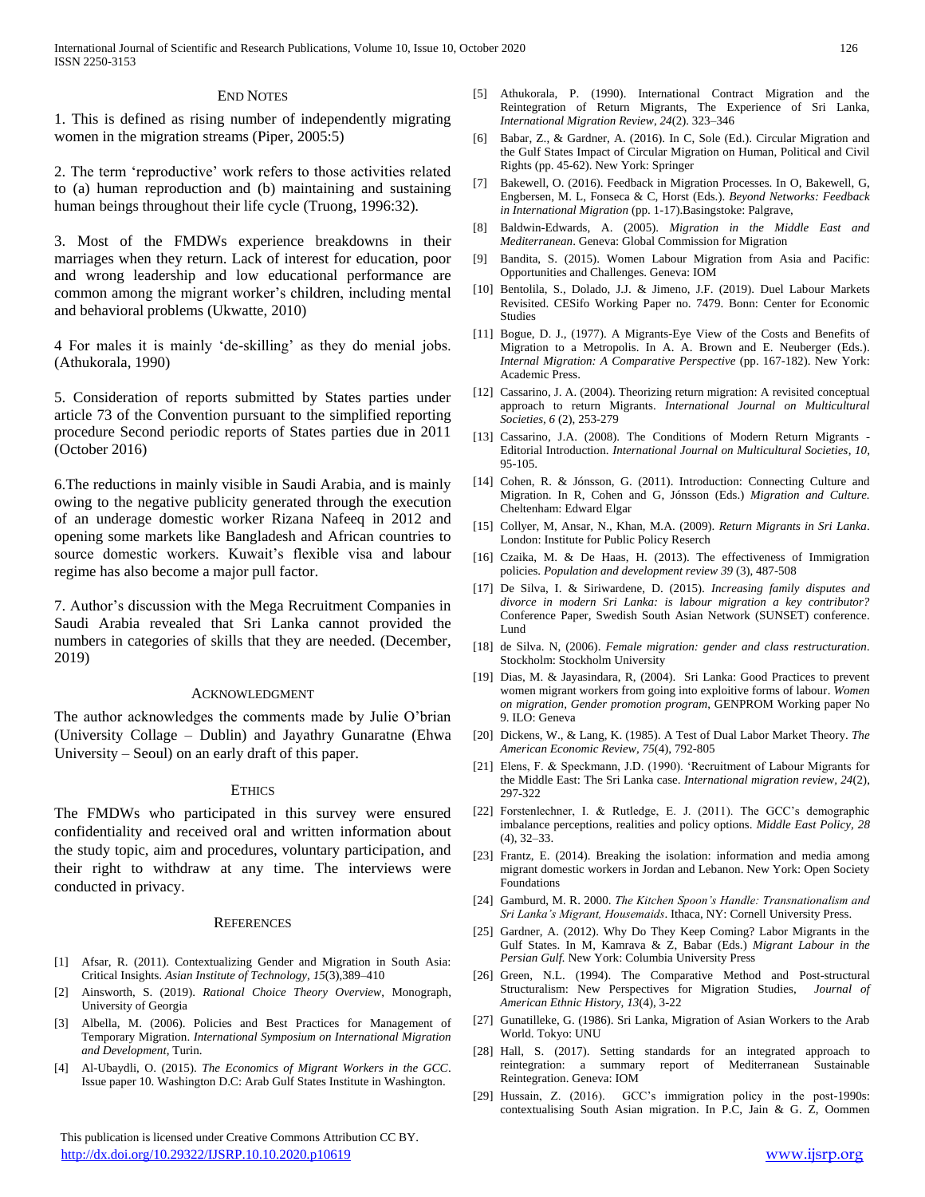## END NOTES

1. This is defined as rising number of independently migrating women in the migration streams (Piper, 2005:5)

2. The term 'reproductive' work refers to those activities related to (a) human reproduction and (b) maintaining and sustaining human beings throughout their life cycle (Truong, 1996:32).

3. Most of the FMDWs experience breakdowns in their marriages when they return. Lack of interest for education, poor and wrong leadership and low educational performance are common among the migrant worker's children, including mental and behavioral problems (Ukwatte, 2010)

4 For males it is mainly 'de-skilling' as they do menial jobs. (Athukorala, 1990)

5. Consideration of reports submitted by States parties under article 73 of the Convention pursuant to the simplified reporting procedure Second periodic reports of States parties due in 2011 (October 2016)

6.The reductions in mainly visible in Saudi Arabia, and is mainly owing to the negative publicity generated through the execution of an underage domestic worker Rizana Nafeeq in 2012 and opening some markets like Bangladesh and African countries to source domestic workers. Kuwait's flexible visa and labour regime has also become a major pull factor.

7. Author's discussion with the Mega Recruitment Companies in Saudi Arabia revealed that Sri Lanka cannot provided the numbers in categories of skills that they are needed. (December, 2019)

## ACKNOWLEDGMENT

The author acknowledges the comments made by Julie O'brian (University Collage – Dublin) and Jayathry Gunaratne (Ehwa University – Seoul) on an early draft of this paper.

## ETHICS

The FMDWs who participated in this survey were ensured confidentiality and received oral and written information about the study topic, aim and procedures, voluntary participation, and their right to withdraw at any time. The interviews were conducted in privacy.

## REFERENCES

[1] Afsar, R. (2011). Contextualizing Gender and Migration in South Asia: Critical Insights. *Asian Institute of Technology, 15*(3),389–410

[2] Ainsworth, S. (2019). *Rational Choice Theory Overview*, Monograph, University of Georgia

[3] Albella, M. (2006). Policies and Best Practices for Management of Temporary Migration. *International Symposium on International Migration and Development*, Turin.

[4] Al-Ubaydli, O. (2015). *The Economics of Migrant Workers in the GCC*. Issue paper 10. Washington D.C: Arab Gulf States Institute in Washington.

[5] Athukorala, P. (1990). International Contract Migration and the Reintegration of Return Migrants, The Experience of Sri Lanka, *International Migration Review, 24*(2). 323–346

[6] Babar, Z., & Gardner, A. (2016). In C, Sole (Ed.). Circular Migration and the Gulf States Impact of Circular Migration on Human, Political and Civil Rights (pp. 45-62). New York: Springer

[7] Bakewell, O. (2016). Feedback in Migration Processes. In O, Bakewell, G, Engbersen, M. L, Fonseca & C, Horst (Eds.). *Beyond Networks: Feedback in International Migration* (pp. 1-17).Basingstoke: Palgrave,

[8] Baldwin-Edwards, A. (2005). *Migration in the Middle East and Mediterranean*. Geneva: Global Commission for Migration

[9] Bandita, S. (2015). Women Labour Migration from Asia and Pacific: Opportunities and Challenges. Geneva: IOM

[10] Bentolila, S., Dolado, J.J. & Jimeno, J.F. (2019). Duel Labour Markets Revisited. CESifo Working Paper no. 7479. Bonn: Center for Economic Studies

[11] Bogue, D. J., (1977). A Migrants-Eye View of the Costs and Benefits of Migration to a Metropolis. In A. A. Brown and E. Neuberger (Eds.). *Internal Migration: A Comparative Perspective* (pp. 167-182). New York: Academic Press.

[12] Cassarino, J. A. (2004). Theorizing return migration: A revisited conceptual approach to return Migrants. *International Journal on Multicultural Societies, 6* (2), 253-279

[13] Cassarino, J.A. (2008). The Conditions of Modern Return Migrants - Editorial Introduction. *International Journal on Multicultural Societies, 10*, 95-105.

[14] Cohen, R. & Jónsson, G. (2011). Introduction: Connecting Culture and Migration. In R, Cohen and G, Jónsson (Eds.) *Migration and Culture.* Cheltenham: Edward Elgar

[15] Collyer, M, Ansar, N., Khan, M.A. (2009). *Return Migrants in Sri Lanka*. London: Institute for Public Policy Reserch

[16] Czaika, M. & De Haas, H. (2013). The effectiveness of Immigration policies. *Population and development review 39* (3), 487-508

[17] De Silva, I. & Siriwardene, D. (2015). *Increasing family disputes and divorce in modern Sri Lanka: is labour migration a key contributor?* Conference Paper, Swedish South Asian Network (SUNSET) conference. Lund

[18] de Silva. N, (2006). *Female migration: gender and class restructuration*. Stockholm: Stockholm University

[19] Dias, M. & Jayasindara, R, (2004). Sri Lanka: Good Practices to prevent women migrant workers from going into exploitive forms of labour. *Women on migration, Gender promotion program*, GENPROM Working paper No 9. ILO: Geneva

[20] Dickens, W., & Lang, K. (1985). A Test of Dual Labor Market Theory. *The American Economic Review, 75*(4), 792-805

[21] Elens, F. & Speckmann, J.D. (1990). 'Recruitment of Labour Migrants for the Middle East: The Sri Lanka case. *International migration review, 24*(2), 297-322

[22] Forstenlechner, I. & Rutledge, E. J. (2011). The GCC's demographic imbalance perceptions, realities and policy options. *Middle East Policy, 28* (4), 32–33.

[23] Frantz, E. (2014). Breaking the isolation: information and media among migrant domestic workers in Jordan and Lebanon. New York: Open Society Foundations

[24] Gamburd, M. R. 2000. *The Kitchen Spoon's Handle: Transnationalism and Sri Lanka's Migrant, Housemaids*. Ithaca, NY: Cornell University Press.

[25] Gardner, A. (2012). Why Do They Keep Coming? Labor Migrants in the Gulf States. In M, Kamrava & Z, Babar (Eds.) *Migrant Labour in the Persian Gulf.* New York: Columbia University Press

[26] Green, N.L. (1994). The Comparative Method and Post-structural Structuralism: New Perspectives for Migration Studies, *Journal of American Ethnic History, 13*(4), 3-22

[27] Gunatilleke, G. (1986). Sri Lanka, Migration of Asian Workers to the Arab World. Tokyo: UNU

[28] Hall, S. (2017). Setting standards for an integrated approach to reintegration: a summary report of Mediterranean Sustainable Reintegration. Geneva: IOM

[29] Hussain, Z. (2016). GCC's immigration policy in the post-1990s: contextualising South Asian migration. In P.C, Jain & G. Z, Oommen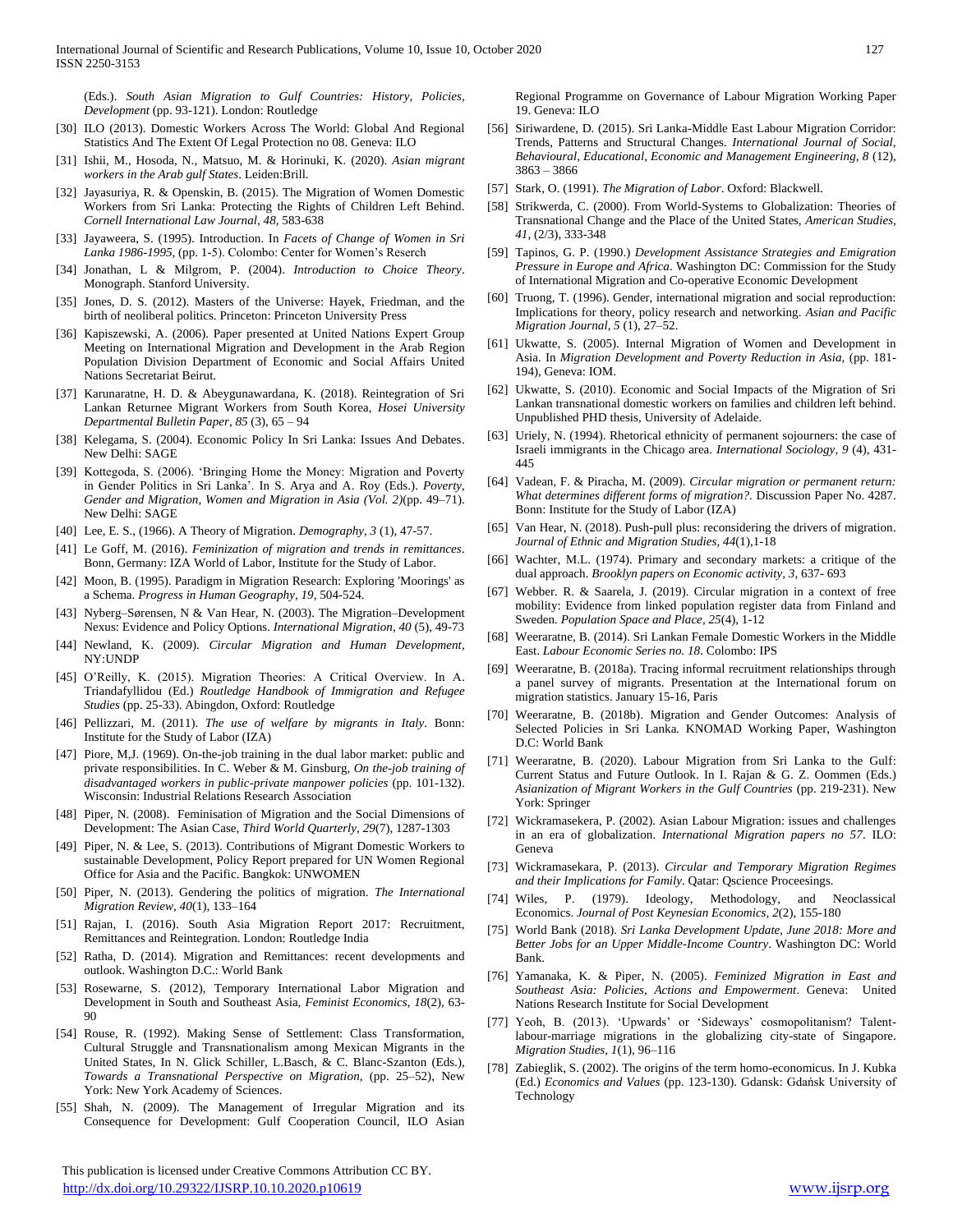(Eds.). *South Asian Migration to Gulf Countries: History, Policies, Development* (pp. 93-121). London: Routledge

[30] ILO (2013). Domestic Workers Across The World: Global And Regional Statistics And The Extent Of Legal Protection no 08. Geneva: ILO

[31] Ishii, M., Hosoda, N., Matsuo, M. & Horinuki, K. (2020). *Asian migrant workers in the Arab gulf States*. Leiden:Brill.

[32] Jayasuriya, R. & Openskin, B. (2015). The Migration of Women Domestic Workers from Sri Lanka: Protecting the Rights of Children Left Behind. *Cornell International Law Journal, 48,* 583-638

[33] Jayaweera, S. (1995). Introduction. In *Facets of Change of Women in Sri Lanka 1986-1995,* (pp. 1-5). Colombo: Center for Women's Reserch

[34] Jonathan, L & Milgrom, P. (2004). *Introduction to Choice Theory*. Monograph. Stanford University.

[35] Jones, D. S. (2012). Masters of the Universe: Hayek, Friedman, and the birth of neoliberal politics. Princeton: Princeton University Press

[36] Kapiszewski, A. (2006). Paper presented at United Nations Expert Group Meeting on International Migration and Development in the Arab Region Population Division Department of Economic and Social Affairs United Nations Secretariat Beirut.

[37] Karunaratne, H. D. & Abeygunawardana, K. (2018). Reintegration of Sri Lankan Returnee Migrant Workers from South Korea, *Hosei University Departmental Bulletin Paper, 85* (3), 65 – 94

[38] Kelegama, S. (2004). Economic Policy In Sri Lanka: Issues And Debates. New Delhi: SAGE

[39] Kottegoda, S. (2006). 'Bringing Home the Money: Migration and Poverty in Gender Politics in Sri Lanka'. In S. Arya and A. Roy (Eds.). *Poverty, Gender and Migration, Women and Migration in Asia (Vol. 2)*(pp. 49–71). New Delhi: SAGE

[40] Lee, E. S., (1966). A Theory of Migration. *Demography, 3* (1), 47-57.

[41] Le Goff, M. (2016). *Feminization of migration and trends in remittances*. Bonn, Germany: IZA World of Labor, Institute for the Study of Labor.

[42] Moon, B. (1995). Paradigm in Migration Research: Exploring 'Moorings' as a Schema. *Progress in Human Geography, 19*, 504-524.

[43] Nyberg–Sørensen, N & Van Hear, N. (2003). The Migration–Development Nexus: Evidence and Policy Options. *International Migration, 40* (5), 49-73

[44] Newland, K. (2009). *Circular Migration and Human Development*, NY:UNDP

[45] O'Reilly, K. (2015). Migration Theories: A Critical Overview. In A. Triandafyllidou (Ed.) *Routledge Handbook of Immigration and Refugee Studies* (pp. 25-33). Abingdon, Oxford: Routledge

[46] Pellizzari, M. (2011). *The use of welfare by migrants in Italy*. Bonn: Institute for the Study of Labor (IZA)

[47] Piore, M,J. (1969). On-the-job training in the dual labor market: public and private responsibilities. In C. Weber & M. Ginsburg, *On the-job training of disadvantaged workers in public-private manpower policies* (pp. 101-132). Wisconsin: Industrial Relations Research Association

[48] Piper, N. (2008). Feminisation of Migration and the Social Dimensions of Development: The Asian Case, *Third World Quarterly, 29*(7), 1287-1303

[49] Piper, N. & Lee, S. (2013). Contributions of Migrant Domestic Workers to sustainable Development, Policy Report prepared for UN Women Regional Office for Asia and the Pacific. Bangkok: UNWOMEN

[50] Piper, N. (2013). Gendering the politics of migration. *The International Migration Review, 40*(1), 133–164

[51] Rajan, I. (2016). South Asia Migration Report 2017: Recruitment, Remittances and Reintegration. London: Routledge India

[52] Ratha, D. (2014). Migration and Remittances: recent developments and outlook. Washington D.C.: World Bank

[53] Rosewarne, S. (2012), Temporary International Labor Migration and Development in South and Southeast Asia, *Feminist Economics, 18*(2), 63-90

[54] Rouse, R. (1992). Making Sense of Settlement: Class Transformation, Cultural Struggle and Transnationalism among Mexican Migrants in the United States, In N. Glick Schiller, L.Basch, & C. Blanc-Szanton (Eds.), *Towards a Transnational Perspective on Migration,* (pp. 25–52), New York: New York Academy of Sciences.

[55] Shah, N. (2009). The Management of Irregular Migration and its Consequence for Development: Gulf Cooperation Council, ILO Asian Regional Programme on Governance of Labour Migration Working Paper 19. Geneva: ILO

[56] Siriwardene, D. (2015). Sri Lanka-Middle East Labour Migration Corridor: Trends, Patterns and Structural Changes. *International Journal of Social, Behavioural, Educational, Economic and Management Engineering, 8* (12), 3863 – 3866

[57] Stark, O. (1991). *The Migration of Labor*. Oxford: Blackwell.

[58] Strikwerda, C. (2000). From World-Systems to Globalization: Theories of Transnational Change and the Place of the United States, *American Studies, 41,* (2/3), 333-348

[59] Tapinos, G. P. (1990.) *Development Assistance Strategies and Emigration Pressure in Europe and Africa*. Washington DC: Commission for the Study of International Migration and Co-operative Economic Development

[60] Truong, T. (1996). Gender, international migration and social reproduction: Implications for theory, policy research and networking. *Asian and Pacific Migration Journal, 5* (1), 27–52.

[61] Ukwatte, S. (2005). Internal Migration of Women and Development in Asia. In *Migration Development and Poverty Reduction in Asia,* (pp. 181-194), Geneva: IOM.

[62] Ukwatte, S. (2010). Economic and Social Impacts of the Migration of Sri Lankan transnational domestic workers on families and children left behind. Unpublished PHD thesis, University of Adelaide.

[63] Uriely, N. (1994). Rhetorical ethnicity of permanent sojourners: the case of Israeli immigrants in the Chicago area. *International Sociology, 9* (4), 431-445

[64] Vadean, F. & Piracha, M. (2009). *Circular migration or permanent return: What determines different forms of migration?.* Discussion Paper No. 4287. Bonn: Institute for the Study of Labor (IZA)

[65] Van Hear, N. (2018). Push-pull plus: reconsidering the drivers of migration. *Journal of Ethnic and Migration Studies, 44*(1),1-18

[66] Wachter, M.L. (1974). Primary and secondary markets: a critique of the dual approach. *Brooklyn papers on Economic activity, 3,* 637- 693

[67] Webber. R. & Saarela, J. (2019). Circular migration in a context of free mobility: Evidence from linked population register data from Finland and Sweden. *Population Space and Place, 25*(4), 1-12

[68] Weeraratne, B. (2014). Sri Lankan Female Domestic Workers in the Middle East. *Labour Economic Series no. 18*. Colombo: IPS

[69] Weeraratne, B. (2018a). Tracing informal recruitment relationships through a panel survey of migrants. Presentation at the International forum on migration statistics. January 15-16, Paris

[70] Weeraratne, B. (2018b). Migration and Gender Outcomes: Analysis of Selected Policies in Sri Lanka. KNOMAD Working Paper, Washington D.C: World Bank

[71] Weeraratne, B. (2020). Labour Migration from Sri Lanka to the Gulf: Current Status and Future Outlook. In I. Rajan & G. Z. Oommen (Eds.) *Asianization of Migrant Workers in the Gulf Countries* (pp. 219-231). New York: Springer

[72] Wickramasekera, P. (2002). Asian Labour Migration: issues and challenges in an era of globalization. *International Migration papers no 57*. ILO: Geneva

[73] Wickramasekara, P. (2013). *Circular and Temporary Migration Regimes and their Implications for Family*. Qatar: Qscience Proceesings.

[74] Wiles, P. (1979). Ideology, Methodology, and Neoclassical Economics. *Journal of Post Keynesian Economics, 2*(2), 155-180

[75] World Bank (2018). *Sri Lanka Development Update, June 2018: More and Better Jobs for an Upper Middle-Income Country*. Washington DC: World Bank.

[76] Yamanaka, K. & Piper, N. (2005). *Feminized Migration in East and Southeast Asia: Policies, Actions and Empowerment*. Geneva: United Nations Research Institute for Social Development

[77] Yeoh, B. (2013). 'Upwards' or 'Sideways' cosmopolitanism? Talent-labour-marriage migrations in the globalizing city-state of Singapore. *Migration Studies, 1*(1), 96–116

[78] Zabieglik, S. (2002). The origins of the term homo-economicus. In J. Kubka (Ed.) *Economics and Values* (pp. 123-130). Gdansk: Gdańsk University of Technology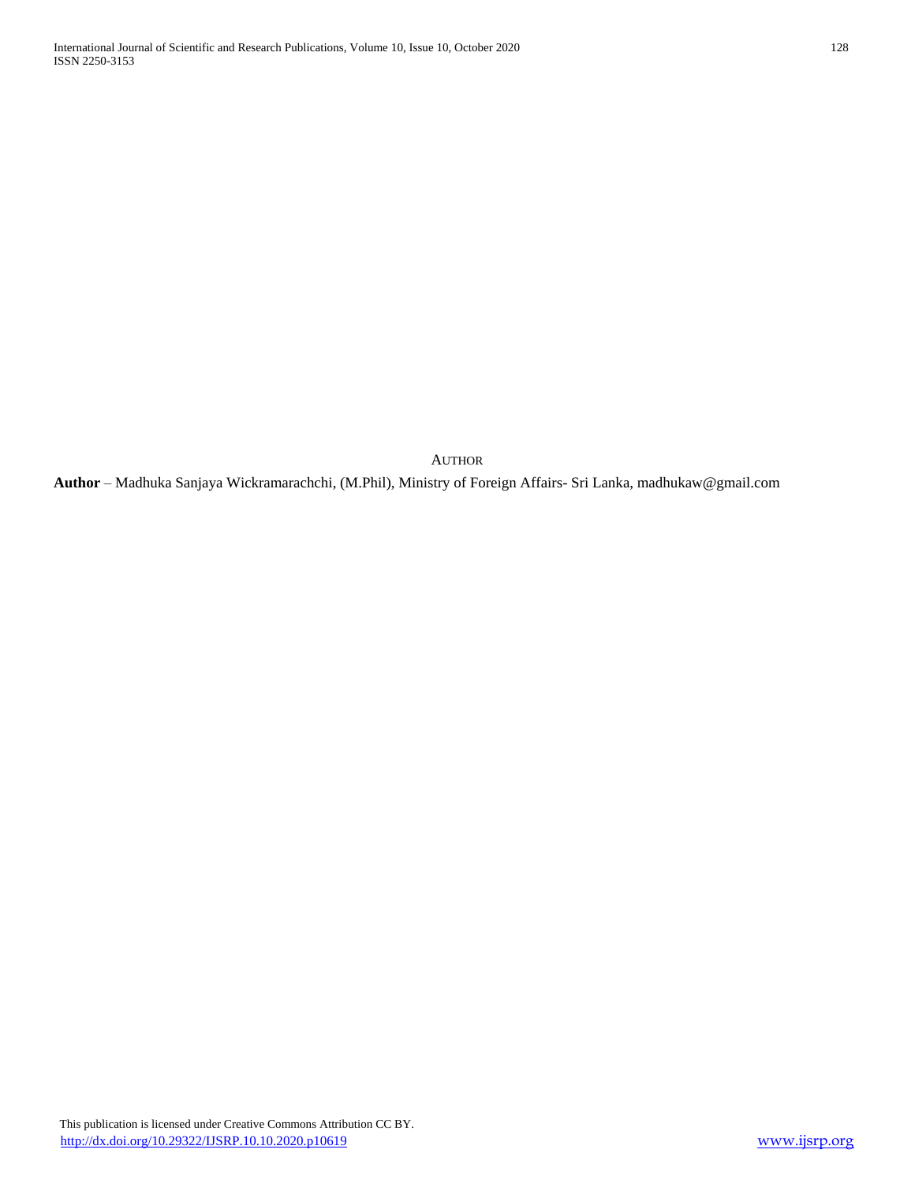## AUTHOR

**Author** – Madhuka Sanjaya Wickramarachchi, (M.Phil), Ministry of Foreign Affairs- Sri Lanka, madhukaw@gmail.com